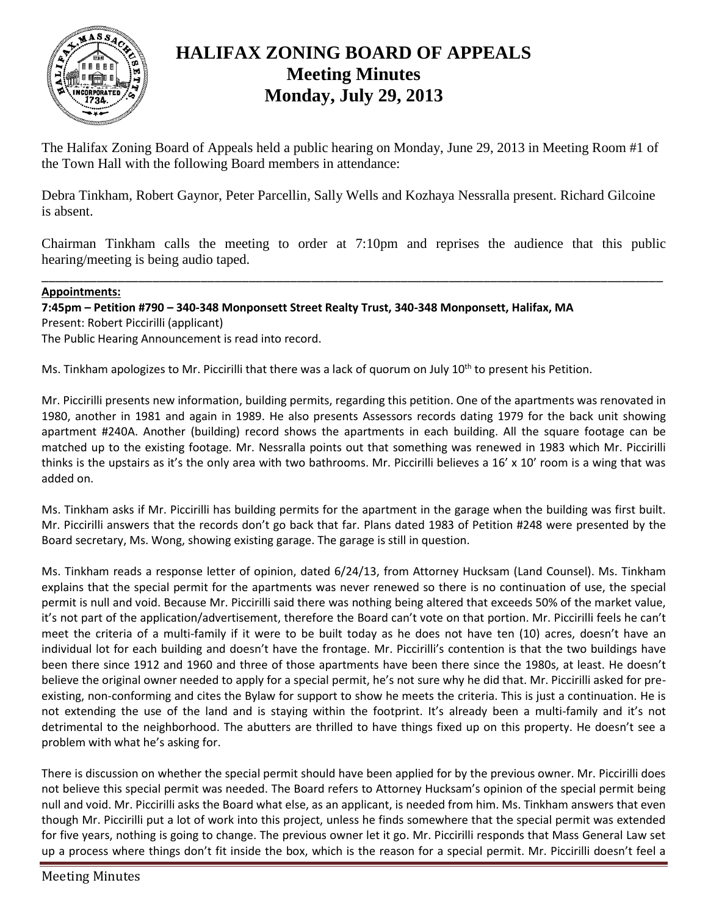# HALIFAX ZONING BOARD OF APPEALS
## Meeting Minutes
## Monday, July 29, 2013

The Halifax Zoning Board of Appeals held a public hearing on Monday, June 29, 2013 in Meeting Room #1 of the Town Hall with the following Board members in attendance:

Debra Tinkham, Robert Gaynor, Peter Parcellin, Sally Wells and Kozhaya Nessralla present. Richard Gilcoine is absent.

Chairman Tinkham calls the meeting to order at 7:10pm and reprises the audience that this public hearing/meeting is being audio taped.

---

**Appointments:**

**7:45pm – Petition #790 – 340-348 Monponsett Street Realty Trust, 340-348 Monponsett, Halifax, MA**
Present: Robert Piccirilli (applicant)
The Public Hearing Announcement is read into record.

Ms. Tinkham apologizes to Mr. Piccirilli that there was a lack of quorum on July 10th to present his Petition.

Mr. Piccirilli presents new information, building permits, regarding this petition. One of the apartments was renovated in 1980, another in 1981 and again in 1989. He also presents Assessors records dating 1979 for the back unit showing apartment #240A. Another (building) record shows the apartments in each building. All the square footage can be matched up to the existing footage. Mr. Nessralla points out that something was renewed in 1983 which Mr. Piccirilli thinks is the upstairs as it's the only area with two bathrooms. Mr. Piccirilli believes a 16' x 10' room is a wing that was added on.

Ms. Tinkham asks if Mr. Piccirilli has building permits for the apartment in the garage when the building was first built. Mr. Piccirilli answers that the records don't go back that far. Plans dated 1983 of Petition #248 were presented by the Board secretary, Ms. Wong, showing existing garage. The garage is still in question.

Ms. Tinkham reads a response letter of opinion, dated 6/24/13, from Attorney Hucksam (Land Counsel). Ms. Tinkham explains that the special permit for the apartments was never renewed so there is no continuation of use, the special permit is null and void. Because Mr. Piccirilli said there was nothing being altered that exceeds 50% of the market value, it's not part of the application/advertisement, therefore the Board can't vote on that portion. Mr. Piccirilli feels he can't meet the criteria of a multi-family if it were to be built today as he does not have ten (10) acres, doesn't have an individual lot for each building and doesn't have the frontage. Mr. Piccirilli's contention is that the two buildings have been there since 1912 and 1960 and three of those apartments have been there since the 1980s, at least. He doesn't believe the original owner needed to apply for a special permit, he's not sure why he did that. Mr. Piccirilli asked for pre-existing, non-conforming and cites the Bylaw for support to show he meets the criteria. This is just a continuation. He is not extending the use of the land and is staying within the footprint. It's already been a multi-family and it's not detrimental to the neighborhood. The abutters are thrilled to have things fixed up on this property. He doesn't see a problem with what he's asking for.

There is discussion on whether the special permit should have been applied for by the previous owner. Mr. Piccirilli does not believe this special permit was needed. The Board refers to Attorney Hucksam's opinion of the special permit being null and void. Mr. Piccirilli asks the Board what else, as an applicant, is needed from him. Ms. Tinkham answers that even though Mr. Piccirilli put a lot of work into this project, unless he finds somewhere that the special permit was extended for five years, nothing is going to change. The previous owner let it go. Mr. Piccirilli responds that Mass General Law set up a process where things don't fit inside the box, which is the reason for a special permit. Mr. Piccirilli doesn't feel a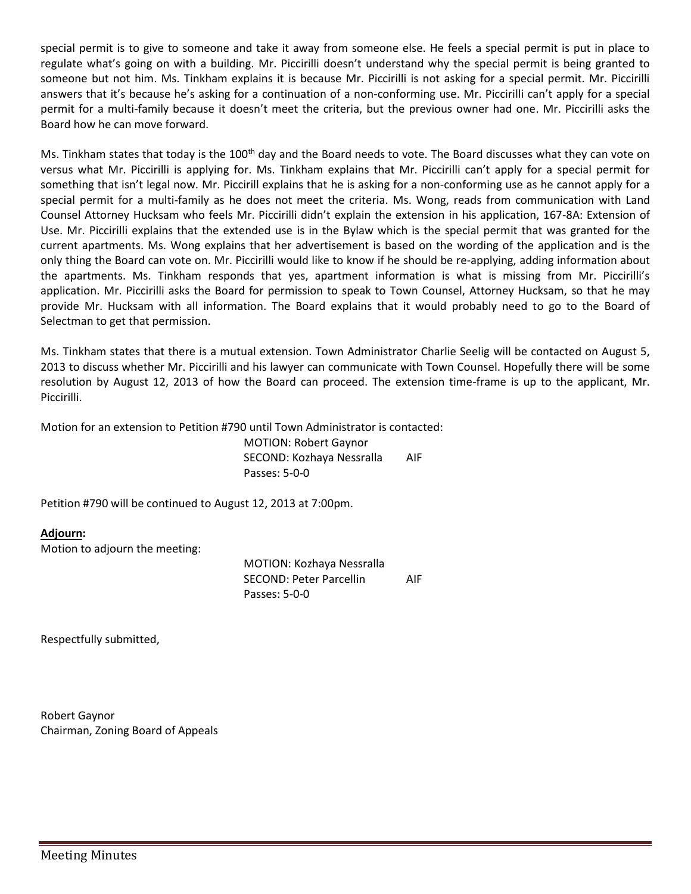special permit is to give to someone and take it away from someone else. He feels a special permit is put in place to regulate what's going on with a building. Mr. Piccirilli doesn't understand why the special permit is being granted to someone but not him. Ms. Tinkham explains it is because Mr. Piccirilli is not asking for a special permit. Mr. Piccirilli answers that it's because he's asking for a continuation of a non-conforming use. Mr. Piccirilli can't apply for a special permit for a multi-family because it doesn't meet the criteria, but the previous owner had one. Mr. Piccirilli asks the Board how he can move forward.

Ms. Tinkham states that today is the 100th day and the Board needs to vote. The Board discusses what they can vote on versus what Mr. Piccirilli is applying for. Ms. Tinkham explains that Mr. Piccirilli can't apply for a special permit for something that isn't legal now. Mr. Piccirill explains that he is asking for a non-conforming use as he cannot apply for a special permit for a multi-family as he does not meet the criteria. Ms. Wong, reads from communication with Land Counsel Attorney Hucksam who feels Mr. Piccirilli didn't explain the extension in his application, 167-8A: Extension of Use. Mr. Piccirilli explains that the extended use is in the Bylaw which is the special permit that was granted for the current apartments. Ms. Wong explains that her advertisement is based on the wording of the application and is the only thing the Board can vote on. Mr. Piccirilli would like to know if he should be re-applying, adding information about the apartments. Ms. Tinkham responds that yes, apartment information is what is missing from Mr. Piccirilli's application. Mr. Piccirilli asks the Board for permission to speak to Town Counsel, Attorney Hucksam, so that he may provide Mr. Hucksam with all information. The Board explains that it would probably need to go to the Board of Selectman to get that permission.

Ms. Tinkham states that there is a mutual extension. Town Administrator Charlie Seelig will be contacted on August 5, 2013 to discuss whether Mr. Piccirilli and his lawyer can communicate with Town Counsel. Hopefully there will be some resolution by August 12, 2013 of how the Board can proceed. The extension time-frame is up to the applicant, Mr. Piccirilli.

Motion for an extension to Petition #790 until Town Administrator is contacted:

MOTION: Robert Gaynor
SECOND: Kozhaya Nessralla AIF
Passes: 5-0-0

Petition #790 will be continued to August 12, 2013 at 7:00pm.

**Adjourn:**

Motion to adjourn the meeting:

MOTION: Kozhaya Nessralla
SECOND: Peter Parcellin AIF
Passes: 5-0-0

Respectfully submitted,

Robert Gaynor
Chairman, Zoning Board of Appeals